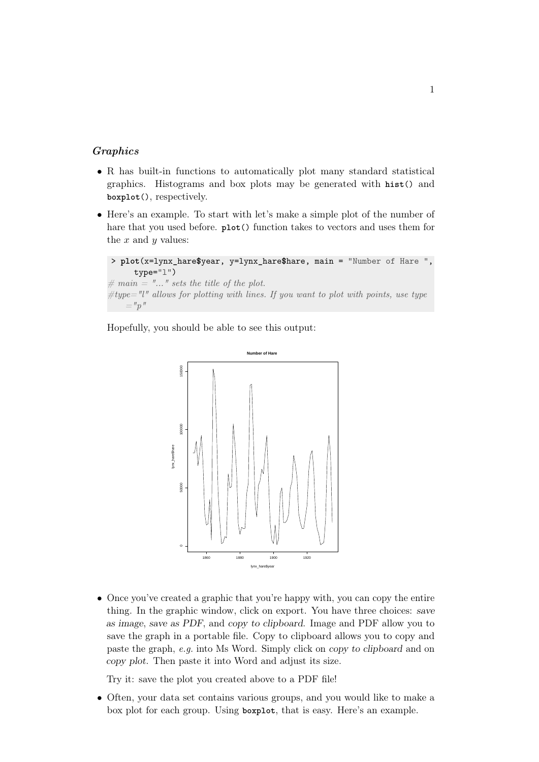*Graphics*

- R has built-in functions to automatically plot many standard statistical graphics. Histograms and box plots may be generated with **hist()** and **boxplot()**, respectively.

- Here's an example. To start with let's make a simple plot of the number of hare that you used before. **plot()** function takes to vectors and uses them for the $x$ and $y$ values:

```
> plot(x=lynx_hare$year, y=lynx_hare$hare, main = "Number of Hare ",
     type="l")
# main = "..." sets the title of the plot.
#type="l" allows for plotting with lines. If you want to plot with points, use type
    ="p"
```

  Hopefully, you should be able to see this output:

- Once you've created a graphic that you're happy with, you can copy the entire thing. In the graphic window, click on export. You have three choices: *save as image*, *save as PDF*, and *copy to clipboard*. Image and PDF allow you to save the graph in a portable file. Copy to clipboard allows you to copy and paste the graph, *e.g.* into Ms Word. Simply click on *copy to clipboard* and on *copy plot*. Then paste it into Word and adjust its size.

  Try it: save the plot you created above to a PDF file!

- Often, your data set contains various groups, and you would like to make a box plot for each group. Using **boxplot**, that is easy. Here's an example.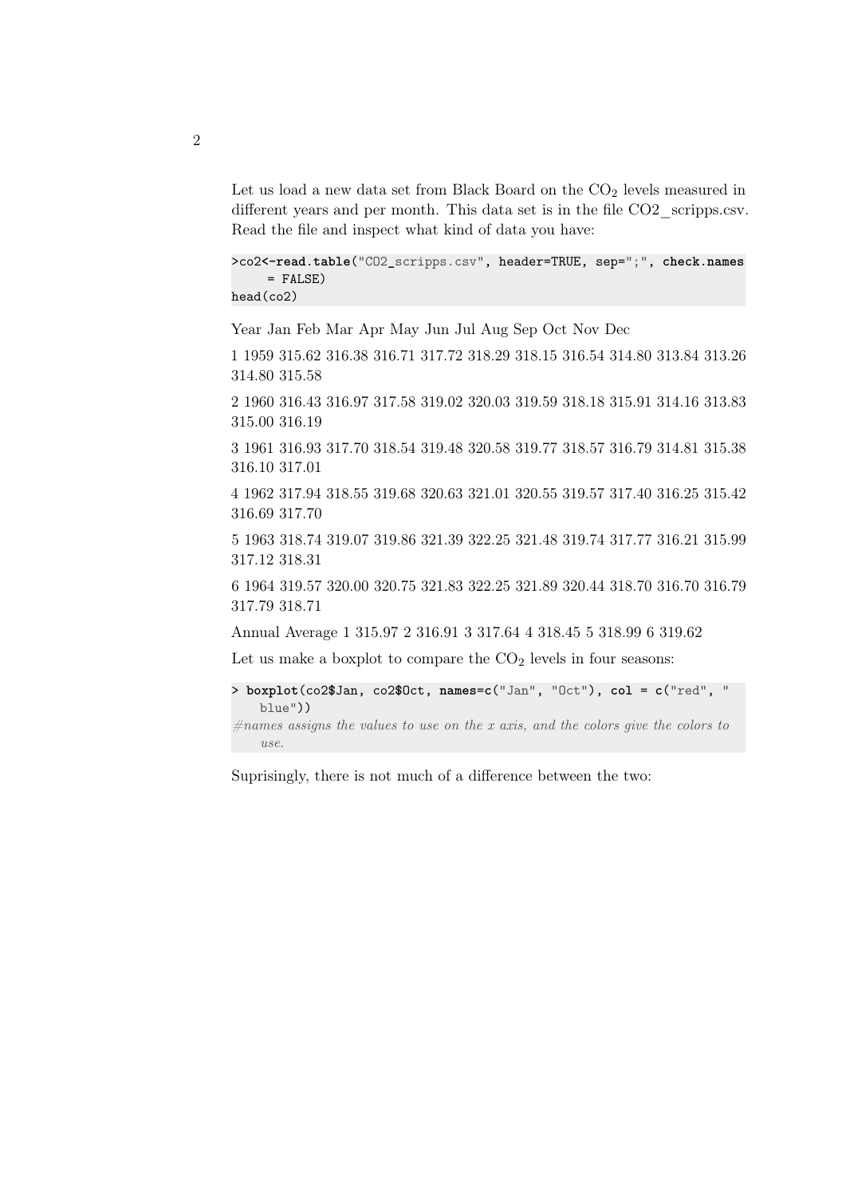Let us load a new data set from Black Board on the $CO_2$ levels measured in different years and per month. This data set is in the file CO2_scripps.csv. Read the file and inspect what kind of data you have:

```
>co2<-read.table("CO2_scripps.csv", header=TRUE, sep=";", check.names
     = FALSE)
head(co2)
```

Year Jan Feb Mar Apr May Jun Jul Aug Sep Oct Nov Dec

1 1959 315.62 316.38 316.71 317.72 318.29 318.15 316.54 314.80 313.84 313.26 314.80 315.58

2 1960 316.43 316.97 317.58 319.02 320.03 319.59 318.18 315.91 314.16 313.83 315.00 316.19

3 1961 316.93 317.70 318.54 319.48 320.58 319.77 318.57 316.79 314.81 315.38 316.10 317.01

4 1962 317.94 318.55 319.68 320.63 321.01 320.55 319.57 317.40 316.25 315.42 316.69 317.70

5 1963 318.74 319.07 319.86 321.39 322.25 321.48 319.74 317.77 316.21 315.99 317.12 318.31

6 1964 319.57 320.00 320.75 321.83 322.25 321.89 320.44 318.70 316.70 316.79 317.79 318.71

Annual Average 1 315.97 2 316.91 3 317.64 4 318.45 5 318.99 6 319.62

Let us make a boxplot to compare the $CO_2$ levels in four seasons:

```
> boxplot(co2$Jan, co2$Oct, names=c("Jan", "Oct"), col = c("red", "
    blue"))
#names assigns the values to use on the x axis, and the colors give the colors to
    use.
```

Suprisingly, there is not much of a difference between the two: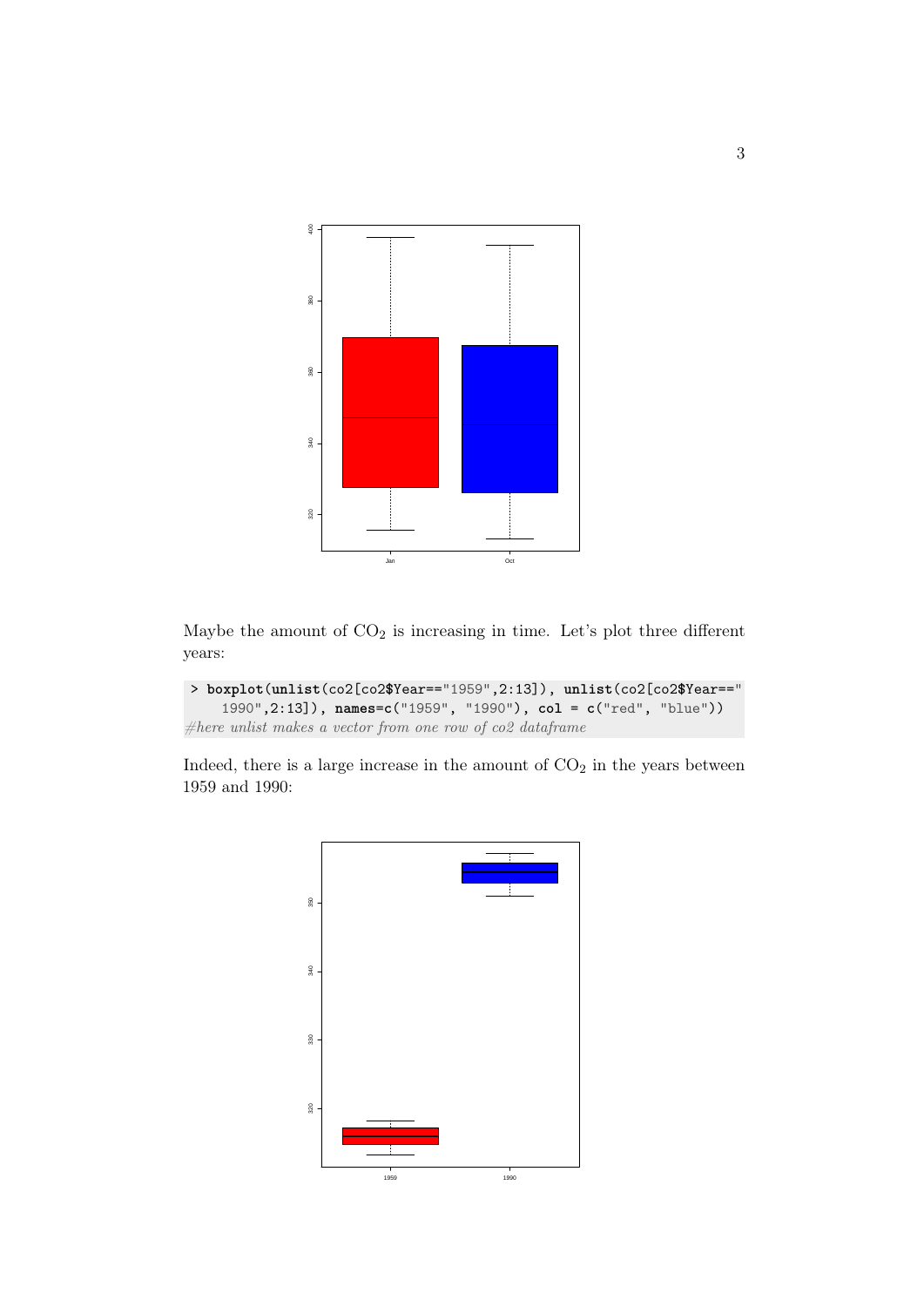Maybe the amount of $CO_2$ is increasing in time. Let's plot three different years:

```
> boxplot(unlist(co2[co2$Year=="1959",2:13]), unlist(co2[co2$Year=="
    1990",2:13]), names=c("1959", "1990"), col = c("red", "blue"))
#here unlist makes a vector from one row of co2 dataframe
```

Indeed, there is a large increase in the amount of $CO_2$ in the years between 1959 and 1990: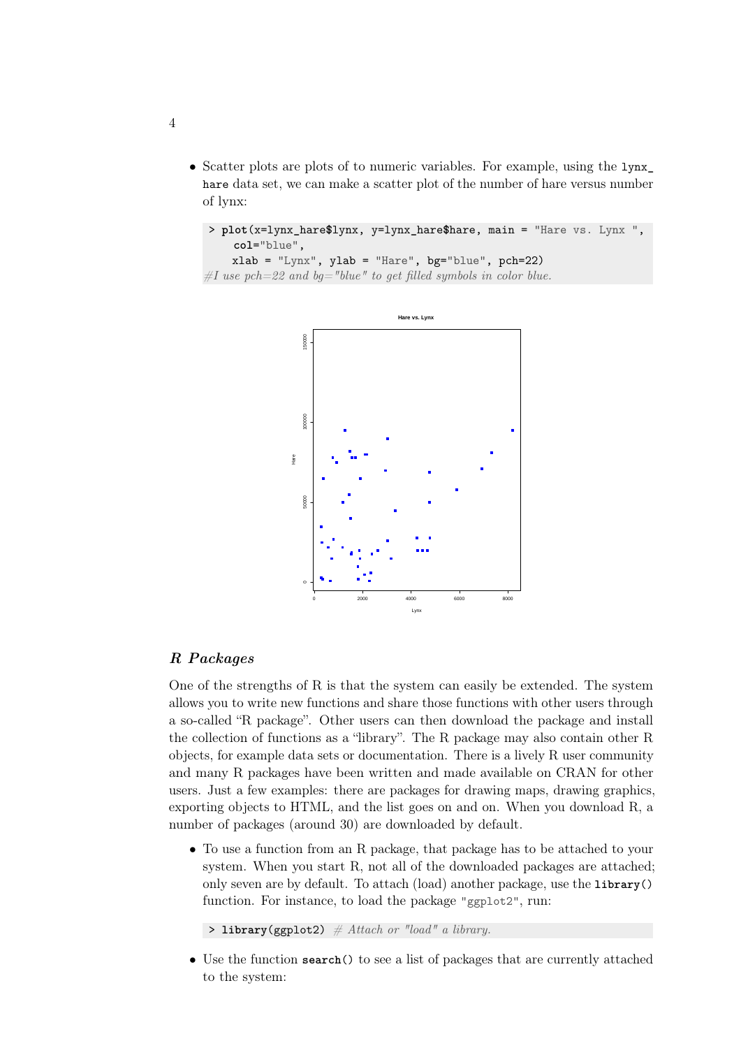- Scatter plots are plots of to numeric variables. For example, using the `lynx_hare` data set, we can make a scatter plot of the number of hare versus number of lynx:

```
> plot(x=lynx_hare$lynx, y=lynx_hare$hare, main = "Hare vs. Lynx ",
    col="blue",
    xlab = "Lynx", ylab = "Hare", bg="blue", pch=22)
#I use pch=22 and bg="blue" to get filled symbols in color blue.
```

### *R Packages*

One of the strengths of R is that the system can easily be extended. The system allows you to write new functions and share those functions with other users through a so-called “R package”. Other users can then download the package and install the collection of functions as a “library”. The R package may also contain other R objects, for example data sets or documentation. There is a lively R user community and many R packages have been written and made available on CRAN for other users. Just a few examples: there are packages for drawing maps, drawing graphics, exporting objects to HTML, and the list goes on and on. When you download R, a number of packages (around 30) are downloaded by default.

- To use a function from an R package, that package has to be attached to your system. When you start R, not all of the downloaded packages are attached; only seven are by default. To attach (load) another package, use the **`library()`** function. For instance, to load the package `"ggplot2"`, run:

```
> library(ggplot2) # Attach or "load" a library.
```

- Use the function **`search()`** to see a list of packages that are currently attached to the system: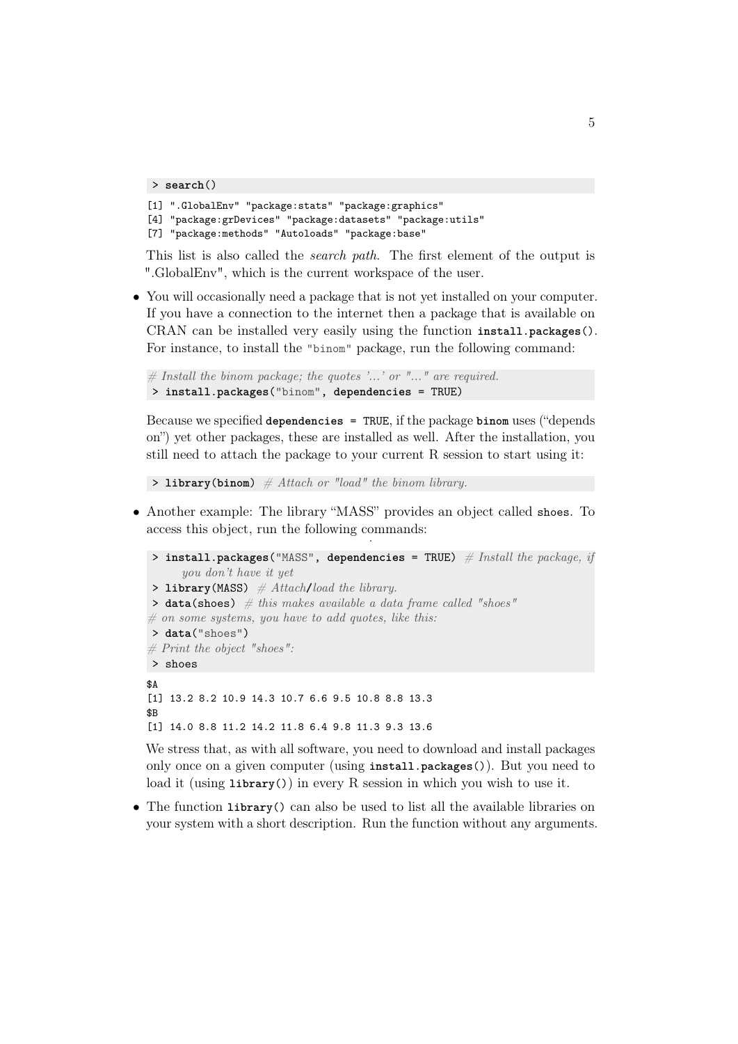```
> search()
```

```
[1] ".GlobalEnv" "package:stats" "package:graphics"
[4] "package:grDevices" "package:datasets" "package:utils"
[7] "package:methods" "Autoloads" "package:base"
```

This list is also called the *search path*. The first element of the output is ".GlobalEnv", which is the current workspace of the user.

- You will occasionally need a package that is not yet installed on your computer. If you have a connection to the internet then a package that is available on CRAN can be installed very easily using the function `install.packages()`. For instance, to install the "binom" package, run the following command:

```
# Install the binom package; the quotes '...' or "..." are required.
> install.packages("binom", dependencies = TRUE)
```

Because we specified `dependencies = TRUE`, if the package `binom` uses ("depends on") yet other packages, these are installed as well. After the installation, you still need to attach the package to your current R session to start using it:

```
> library(binom) # Attach or "load" the binom library.
```

- Another example: The library "MASS" provides an object called `shoes`. To access this object, run the following commands:

```
> install.packages("MASS", dependencies = TRUE) # Install the package, if
     you don't have it yet
> library(MASS) # Attach/load the library.
> data(shoes) # this makes available a data frame called "shoes"
# on some systems, you have to add quotes, like this:
> data("shoes")
# Print the object "shoes":
> shoes
```

```
$A
[1] 13.2 8.2 10.9 14.3 10.7 6.6 9.5 10.8 8.8 13.3
$B
[1] 14.0 8.8 11.2 14.2 11.8 6.4 9.8 11.3 9.3 13.6
```

We stress that, as with all software, you need to download and install packages only once on a given computer (using `install.packages()`). But you need to load it (using `library()`) in every R session in which you wish to use it.

- The function `library()` can also be used to list all the available libraries on your system with a short description. Run the function without any arguments.